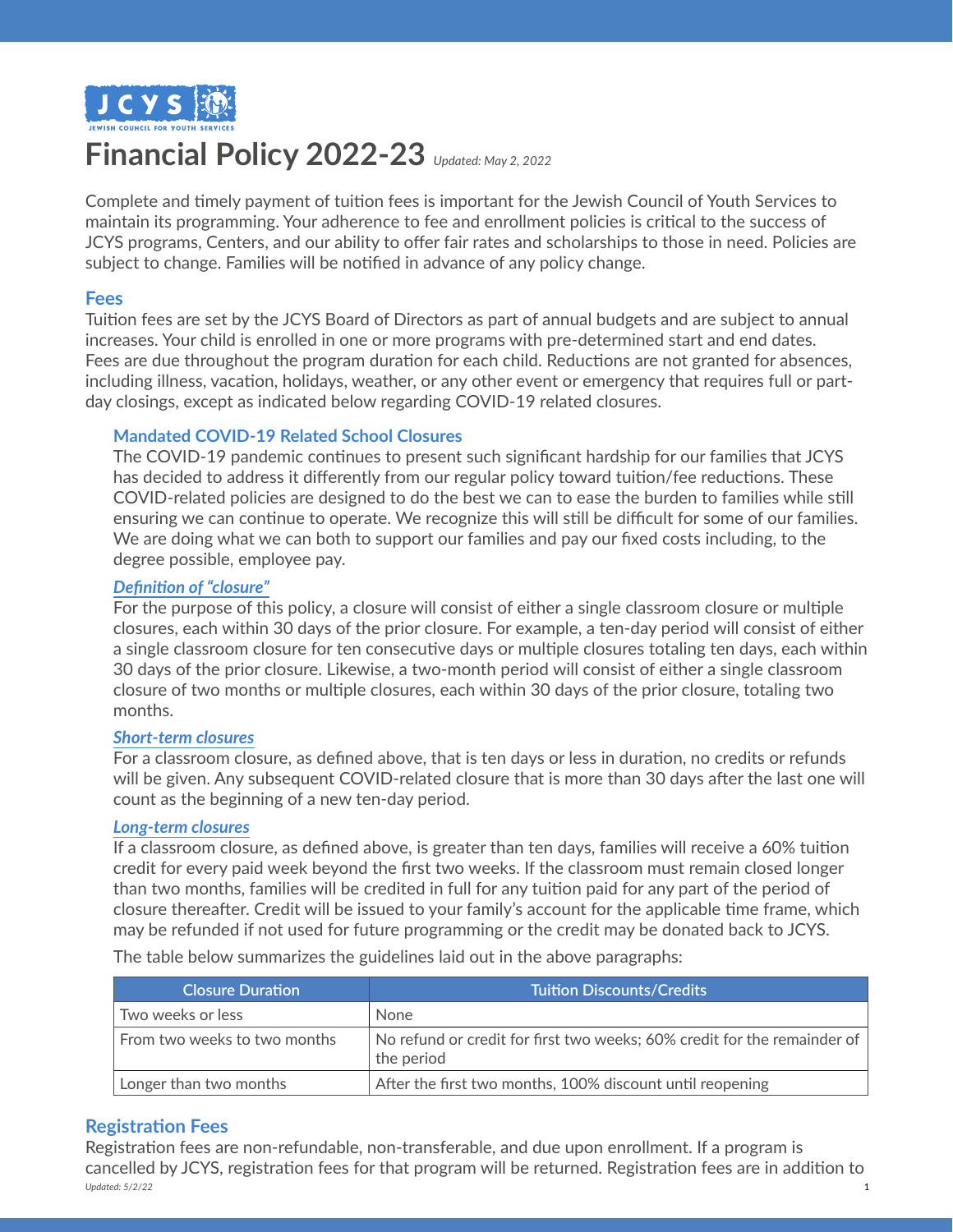# Financial Policy 2022-23 *Updated: May 2, 2022*

Complete and timely payment of tuition fees is important for the Jewish Council of Youth Services to maintain its programming. Your adherence to fee and enrollment policies is critical to the success of JCYS programs, Centers, and our ability to offer fair rates and scholarships to those in need. Policies are subject to change. Families will be notified in advance of any policy change.

## Fees

Tuition fees are set by the JCYS Board of Directors as part of annual budgets and are subject to annual increases. Your child is enrolled in one or more programs with pre-determined start and end dates. Fees are due throughout the program duration for each child. Reductions are not granted for absences, including illness, vacation, holidays, weather, or any other event or emergency that requires full or part-day closings, except as indicated below regarding COVID-19 related closures.

### Mandated COVID-19 Related School Closures

The COVID-19 pandemic continues to present such significant hardship for our families that JCYS has decided to address it differently from our regular policy toward tuition/fee reductions. These COVID-related policies are designed to do the best we can to ease the burden to families while still ensuring we can continue to operate. We recognize this will still be difficult for some of our families. We are doing what we can both to support our families and pay our fixed costs including, to the degree possible, employee pay.

#### *Definition of "closure"*

For the purpose of this policy, a closure will consist of either a single classroom closure or multiple closures, each within 30 days of the prior closure. For example, a ten-day period will consist of either a single classroom closure for ten consecutive days or multiple closures totaling ten days, each within 30 days of the prior closure. Likewise, a two-month period will consist of either a single classroom closure of two months or multiple closures, each within 30 days of the prior closure, totaling two months.

#### *Short-term closures*

For a classroom closure, as defined above, that is ten days or less in duration, no credits or refunds will be given. Any subsequent COVID-related closure that is more than 30 days after the last one will count as the beginning of a new ten-day period.

#### *Long-term closures*

If a classroom closure, as defined above, is greater than ten days, families will receive a 60% tuition credit for every paid week beyond the first two weeks. If the classroom must remain closed longer than two months, families will be credited in full for any tuition paid for any part of the period of closure thereafter. Credit will be issued to your family's account for the applicable time frame, which may be refunded if not used for future programming or the credit may be donated back to JCYS.

The table below summarizes the guidelines laid out in the above paragraphs:

| Closure Duration | Tuition Discounts/Credits |
|---|---|
| Two weeks or less | None |
| From two weeks to two months | No refund or credit for first two weeks; 60% credit for the remainder of the period |
| Longer than two months | After the first two months, 100% discount until reopening |

## Registration Fees

Registration fees are non-refundable, non-transferable, and due upon enrollment. If a program is cancelled by JCYS, registration fees for that program will be returned. Registration fees are in addition to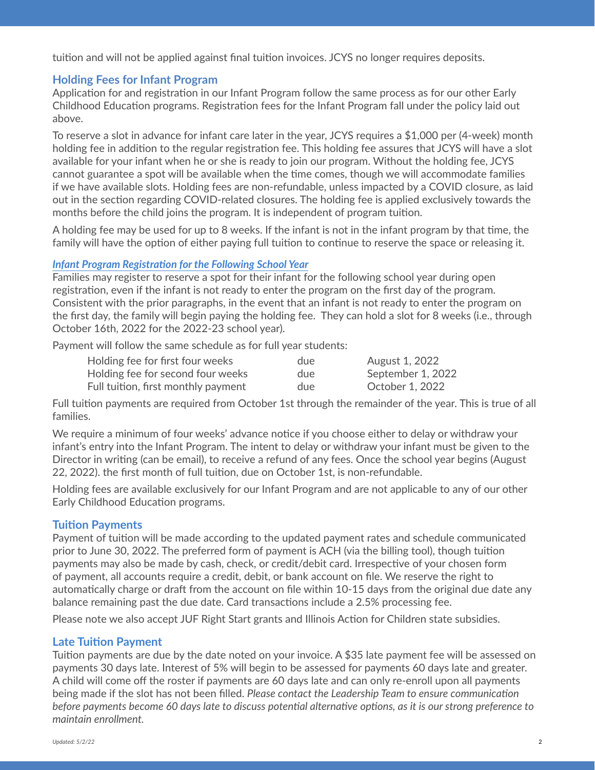tuition and will not be applied against final tuition invoices. JCYS no longer requires deposits.

## Holding Fees for Infant Program

Application for and registration in our Infant Program follow the same process as for our other Early Childhood Education programs. Registration fees for the Infant Program fall under the policy laid out above.

To reserve a slot in advance for infant care later in the year, JCYS requires a $1,000 per (4-week) month holding fee in addition to the regular registration fee. This holding fee assures that JCYS will have a slot available for your infant when he or she is ready to join our program. Without the holding fee, JCYS cannot guarantee a spot will be available when the time comes, though we will accommodate families if we have available slots. Holding fees are non-refundable, unless impacted by a COVID closure, as laid out in the section regarding COVID-related closures. The holding fee is applied exclusively towards the months before the child joins the program. It is independent of program tuition.

A holding fee may be used for up to 8 weeks. If the infant is not in the infant program by that time, the family will have the option of either paying full tuition to continue to reserve the space or releasing it.

### *Infant Program Registration for the Following School Year*

Families may register to reserve a spot for their infant for the following school year during open registration, even if the infant is not ready to enter the program on the first day of the program. Consistent with the prior paragraphs, in the event that an infant is not ready to enter the program on the first day, the family will begin paying the holding fee. They can hold a slot for 8 weeks (i.e., through October 16th, 2022 for the 2022-23 school year).

Payment will follow the same schedule as for full year students:

| | | |
|---|---|---|
| Holding fee for first four weeks | due | August 1, 2022 |
| Holding fee for second four weeks | due | September 1, 2022 |
| Full tuition, first monthly payment | due | October 1, 2022 |

Full tuition payments are required from October 1st through the remainder of the year. This is true of all families.

We require a minimum of four weeks' advance notice if you choose either to delay or withdraw your infant's entry into the Infant Program. The intent to delay or withdraw your infant must be given to the Director in writing (can be email), to receive a refund of any fees. Once the school year begins (August 22, 2022). the first month of full tuition, due on October 1st, is non-refundable.

Holding fees are available exclusively for our Infant Program and are not applicable to any of our other Early Childhood Education programs.

## Tuition Payments

Payment of tuition will be made according to the updated payment rates and schedule communicated prior to June 30, 2022. The preferred form of payment is ACH (via the billing tool), though tuition payments may also be made by cash, check, or credit/debit card. Irrespective of your chosen form of payment, all accounts require a credit, debit, or bank account on file. We reserve the right to automatically charge or draft from the account on file within 10-15 days from the original due date any balance remaining past the due date. Card transactions include a 2.5% processing fee.

Please note we also accept JUF Right Start grants and Illinois Action for Children state subsidies.

## Late Tuition Payment

Tuition payments are due by the date noted on your invoice. A $35 late payment fee will be assessed on payments 30 days late. Interest of 5% will begin to be assessed for payments 60 days late and greater. A child will come off the roster if payments are 60 days late and can only re-enroll upon all payments being made if the slot has not been filled. *Please contact the Leadership Team to ensure communication before payments become 60 days late to discuss potential alternative options, as it is our strong preference to maintain enrollment.*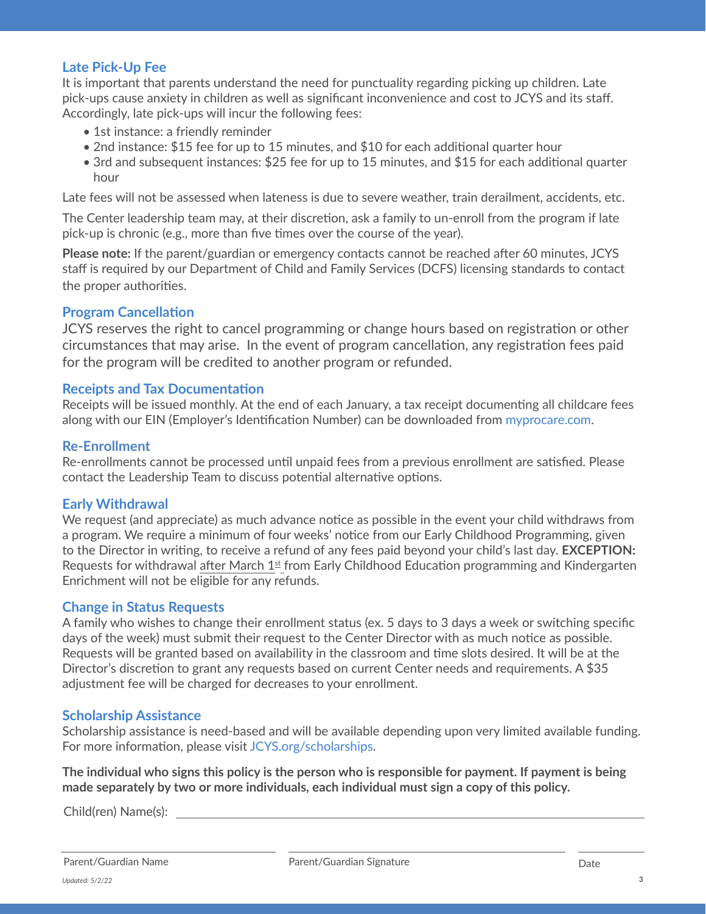## Late Pick-Up Fee

It is important that parents understand the need for punctuality regarding picking up children. Late pick-ups cause anxiety in children as well as significant inconvenience and cost to JCYS and its staff. Accordingly, late pick-ups will incur the following fees:

- 1st instance: a friendly reminder
- 2nd instance: $15 fee for up to 15 minutes, and $10 for each additional quarter hour
- 3rd and subsequent instances: $25 fee for up to 15 minutes, and $15 for each additional quarter hour

Late fees will not be assessed when lateness is due to severe weather, train derailment, accidents, etc.

The Center leadership team may, at their discretion, ask a family to un-enroll from the program if late pick-up is chronic (e.g., more than five times over the course of the year).

**Please note:** If the parent/guardian or emergency contacts cannot be reached after 60 minutes, JCYS staff is required by our Department of Child and Family Services (DCFS) licensing standards to contact the proper authorities.

## Program Cancellation

JCYS reserves the right to cancel programming or change hours based on registration or other circumstances that may arise. In the event of program cancellation, any registration fees paid for the program will be credited to another program or refunded.

## Receipts and Tax Documentation

Receipts will be issued monthly. At the end of each January, a tax receipt documenting all childcare fees along with our EIN (Employer's Identification Number) can be downloaded from myprocare.com.

## Re-Enrollment

Re-enrollments cannot be processed until unpaid fees from a previous enrollment are satisfied. Please contact the Leadership Team to discuss potential alternative options.

## Early Withdrawal

We request (and appreciate) as much advance notice as possible in the event your child withdraws from a program. We require a minimum of four weeks' notice from our Early Childhood Programming, given to the Director in writing, to receive a refund of any fees paid beyond your child's last day. **EXCEPTION:** Requests for withdrawal after March 1st from Early Childhood Education programming and Kindergarten Enrichment will not be eligible for any refunds.

## Change in Status Requests

A family who wishes to change their enrollment status (ex. 5 days to 3 days a week or switching specific days of the week) must submit their request to the Center Director with as much notice as possible. Requests will be granted based on availability in the classroom and time slots desired. It will be at the Director's discretion to grant any requests based on current Center needs and requirements. A $35 adjustment fee will be charged for decreases to your enrollment.

## Scholarship Assistance

Scholarship assistance is need-based and will be available depending upon very limited available funding. For more information, please visit JCYS.org/scholarships.

**The individual who signs this policy is the person who is responsible for payment. If payment is being made separately by two or more individuals, each individual must sign a copy of this policy.**

Child(ren) Name(s): ______________________________

______________________ ______________________ __________

Parent/Guardian Name Parent/Guardian Signature Date

*Updated: 5/2/22*